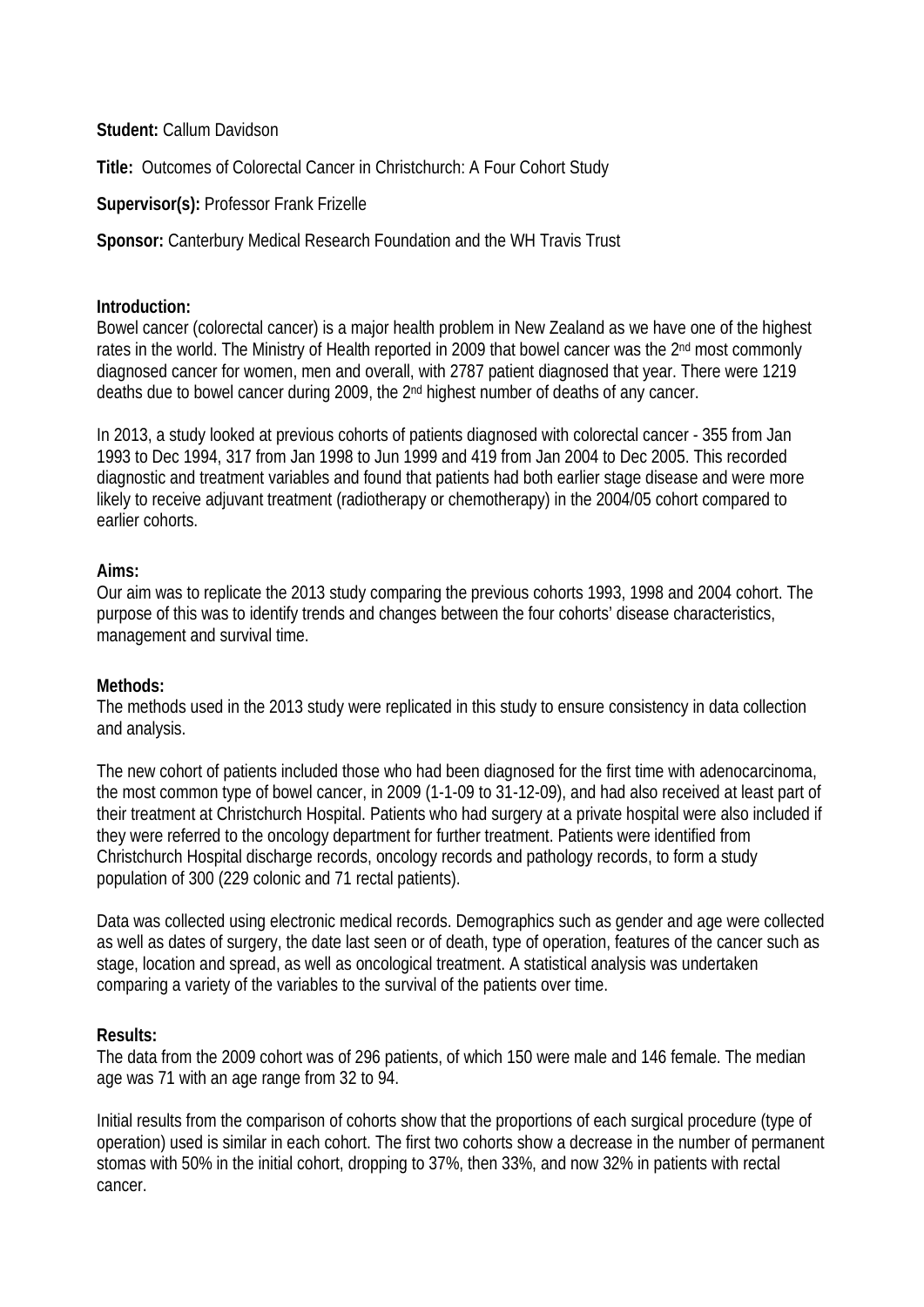**Student:** Callum Davidson

**Title:** Outcomes of Colorectal Cancer in Christchurch: A Four Cohort Study

**Supervisor(s):** Professor Frank Frizelle

**Sponsor:** Canterbury Medical Research Foundation and the WH Travis Trust

**Introduction:**

Bowel cancer (colorectal cancer) is a major health problem in New Zealand as we have one of the highest rates in the world. The Ministry of Health reported in 2009 that bowel cancer was the 2nd most commonly diagnosed cancer for women, men and overall, with 2787 patient diagnosed that year. There were 1219 deaths due to bowel cancer during 2009, the 2nd highest number of deaths of any cancer.

In 2013, a study looked at previous cohorts of patients diagnosed with colorectal cancer - 355 from Jan 1993 to Dec 1994, 317 from Jan 1998 to Jun 1999 and 419 from Jan 2004 to Dec 2005. This recorded diagnostic and treatment variables and found that patients had both earlier stage disease and were more likely to receive adjuvant treatment (radiotherapy or chemotherapy) in the 2004/05 cohort compared to earlier cohorts.

**Aims:**

Our aim was to replicate the 2013 study comparing the previous cohorts 1993, 1998 and 2004 cohort. The purpose of this was to identify trends and changes between the four cohorts' disease characteristics, management and survival time.

**Methods:**

The methods used in the 2013 study were replicated in this study to ensure consistency in data collection and analysis.

The new cohort of patients included those who had been diagnosed for the first time with adenocarcinoma, the most common type of bowel cancer, in 2009 (1-1-09 to 31-12-09), and had also received at least part of their treatment at Christchurch Hospital. Patients who had surgery at a private hospital were also included if they were referred to the oncology department for further treatment. Patients were identified from Christchurch Hospital discharge records, oncology records and pathology records, to form a study population of 300 (229 colonic and 71 rectal patients).

Data was collected using electronic medical records. Demographics such as gender and age were collected as well as dates of surgery, the date last seen or of death, type of operation, features of the cancer such as stage, location and spread, as well as oncological treatment. A statistical analysis was undertaken comparing a variety of the variables to the survival of the patients over time.

**Results:**

The data from the 2009 cohort was of 296 patients, of which 150 were male and 146 female. The median age was 71 with an age range from 32 to 94.

Initial results from the comparison of cohorts show that the proportions of each surgical procedure (type of operation) used is similar in each cohort. The first two cohorts show a decrease in the number of permanent stomas with 50% in the initial cohort, dropping to 37%, then 33%, and now 32% in patients with rectal cancer.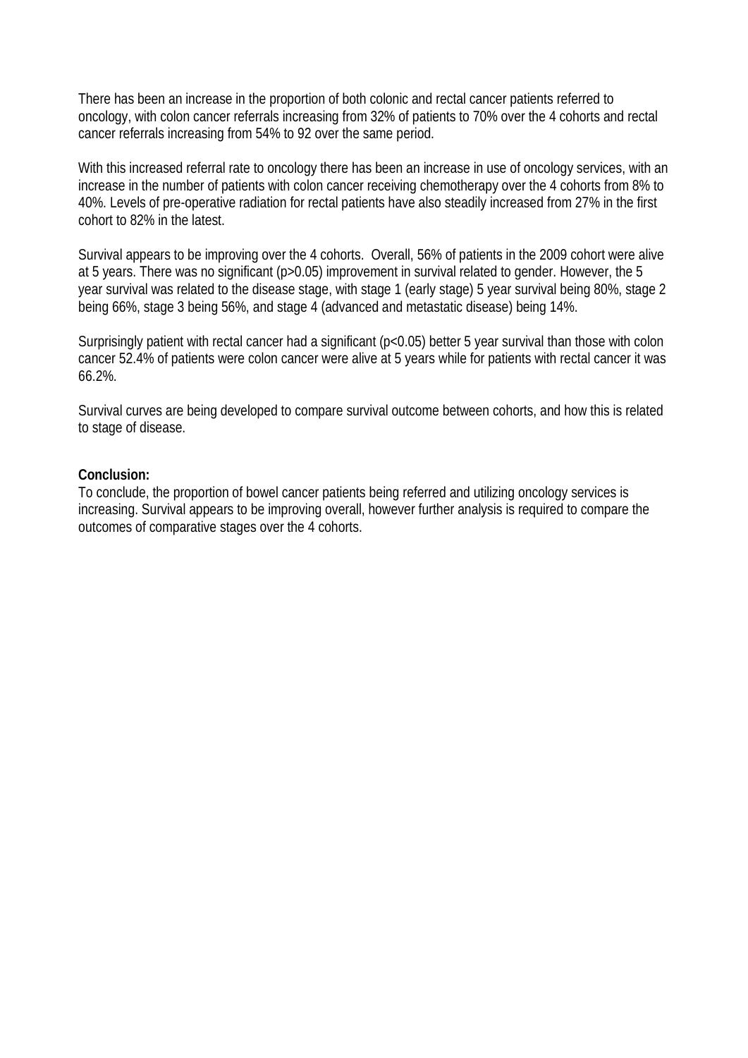There has been an increase in the proportion of both colonic and rectal cancer patients referred to oncology, with colon cancer referrals increasing from 32% of patients to 70% over the 4 cohorts and rectal cancer referrals increasing from 54% to 92 over the same period.

With this increased referral rate to oncology there has been an increase in use of oncology services, with an increase in the number of patients with colon cancer receiving chemotherapy over the 4 cohorts from 8% to 40%. Levels of pre-operative radiation for rectal patients have also steadily increased from 27% in the first cohort to 82% in the latest.

Survival appears to be improving over the 4 cohorts. Overall, 56% of patients in the 2009 cohort were alive at 5 years. There was no significant ($p>0.05$) improvement in survival related to gender. However, the 5 year survival was related to the disease stage, with stage 1 (early stage) 5 year survival being 80%, stage 2 being 66%, stage 3 being 56%, and stage 4 (advanced and metastatic disease) being 14%.

Surprisingly patient with rectal cancer had a significant ($p<0.05$) better 5 year survival than those with colon cancer 52.4% of patients were colon cancer were alive at 5 years while for patients with rectal cancer it was 66.2%.

Survival curves are being developed to compare survival outcome between cohorts, and how this is related to stage of disease.

**Conclusion:**

To conclude, the proportion of bowel cancer patients being referred and utilizing oncology services is increasing. Survival appears to be improving overall, however further analysis is required to compare the outcomes of comparative stages over the 4 cohorts.